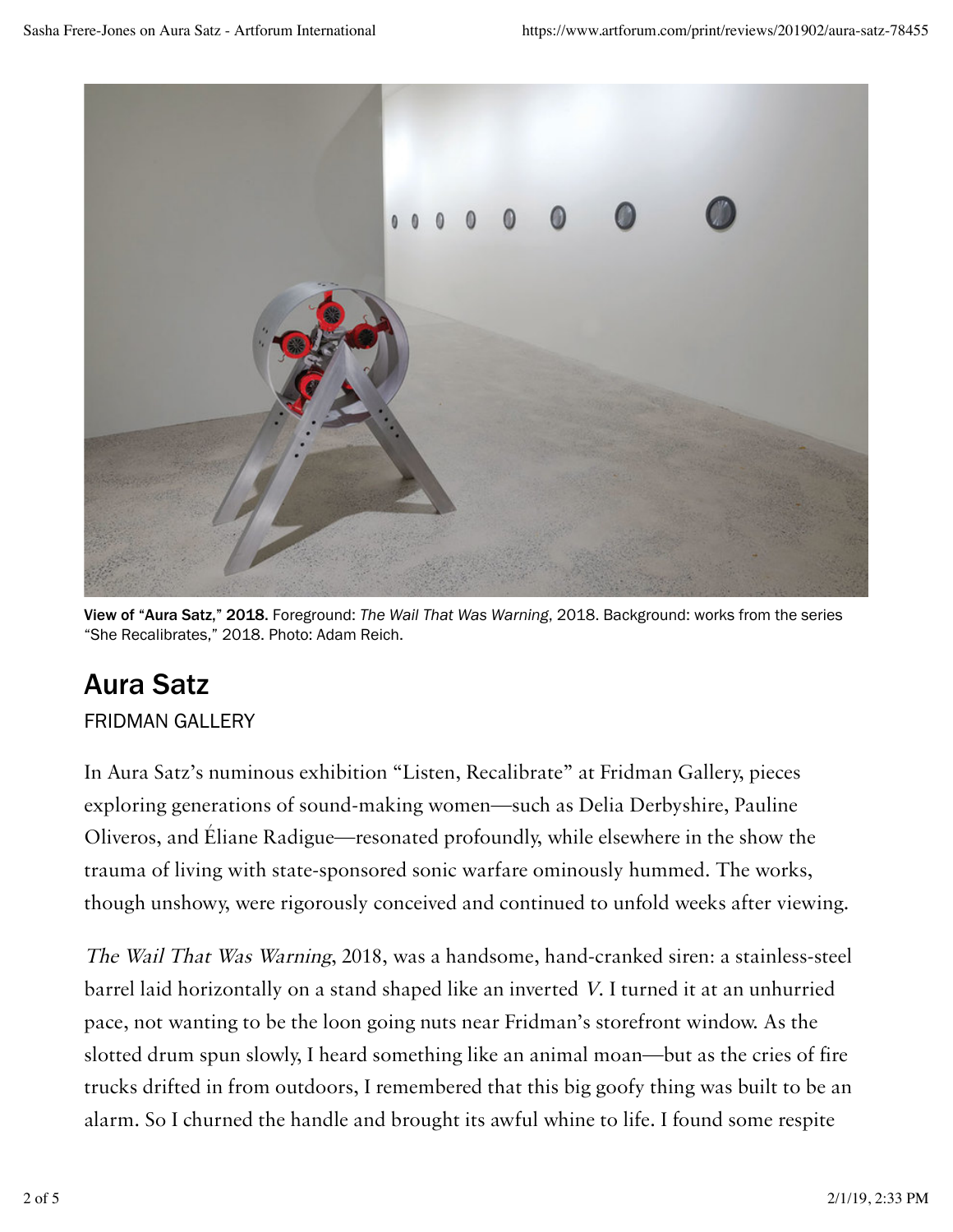View of "Aura Satz," 2018. Foreground: *The Wail That Was Warning*, 2018. Background: works from the series "She Recalibrates," 2018. Photo: Adam Reich.

# Aura Satz

FRIDMAN GALLERY

In Aura Satz's numinous exhibition "Listen, Recalibrate" at Fridman Gallery, pieces exploring generations of sound-making women—such as Delia Derbyshire, Pauline Oliveros, and Éliane Radigue—resonated profoundly, while elsewhere in the show the trauma of living with state-sponsored sonic warfare ominously hummed. The works, though unshowy, were rigorously conceived and continued to unfold weeks after viewing.

*The Wail That Was Warning*, 2018, was a handsome, hand-cranked siren: a stainless-steel barrel laid horizontally on a stand shaped like an inverted *V*. I turned it at an unhurried pace, not wanting to be the loon going nuts near Fridman's storefront window. As the slotted drum spun slowly, I heard something like an animal moan—but as the cries of fire trucks drifted in from outdoors, I remembered that this big goofy thing was built to be an alarm. So I churned the handle and brought its awful whine to life. I found some respite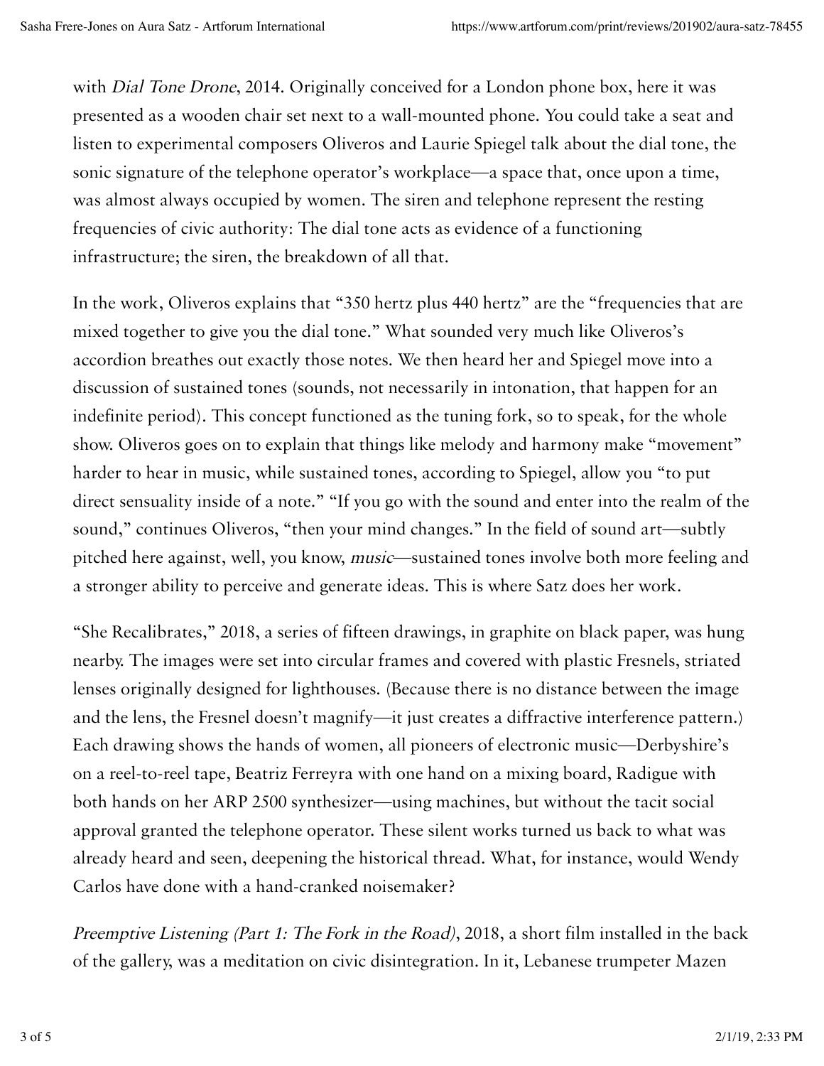with *Dial Tone Drone*, 2014. Originally conceived for a London phone box, here it was presented as a wooden chair set next to a wall-mounted phone. You could take a seat and listen to experimental composers Oliveros and Laurie Spiegel talk about the dial tone, the sonic signature of the telephone operator's workplace—a space that, once upon a time, was almost always occupied by women. The siren and telephone represent the resting frequencies of civic authority: The dial tone acts as evidence of a functioning infrastructure; the siren, the breakdown of all that.

In the work, Oliveros explains that "350 hertz plus 440 hertz" are the "frequencies that are mixed together to give you the dial tone." What sounded very much like Oliveros's accordion breathes out exactly those notes. We then heard her and Spiegel move into a discussion of sustained tones (sounds, not necessarily in intonation, that happen for an indefinite period). This concept functioned as the tuning fork, so to speak, for the whole show. Oliveros goes on to explain that things like melody and harmony make "movement" harder to hear in music, while sustained tones, according to Spiegel, allow you "to put direct sensuality inside of a note." "If you go with the sound and enter into the realm of the sound," continues Oliveros, "then your mind changes." In the field of sound art—subtly pitched here against, well, you know, *music*—sustained tones involve both more feeling and a stronger ability to perceive and generate ideas. This is where Satz does her work.

"She Recalibrates," 2018, a series of fifteen drawings, in graphite on black paper, was hung nearby. The images were set into circular frames and covered with plastic Fresnels, striated lenses originally designed for lighthouses. (Because there is no distance between the image and the lens, the Fresnel doesn't magnify—it just creates a diffractive interference pattern.) Each drawing shows the hands of women, all pioneers of electronic music—Derbyshire's on a reel-to-reel tape, Beatriz Ferreyra with one hand on a mixing board, Radigue with both hands on her ARP 2500 synthesizer—using machines, but without the tacit social approval granted the telephone operator. These silent works turned us back to what was already heard and seen, deepening the historical thread. What, for instance, would Wendy Carlos have done with a hand-cranked noisemaker?

*Preemptive Listening (Part 1: The Fork in the Road)*, 2018, a short film installed in the back of the gallery, was a meditation on civic disintegration. In it, Lebanese trumpeter Mazen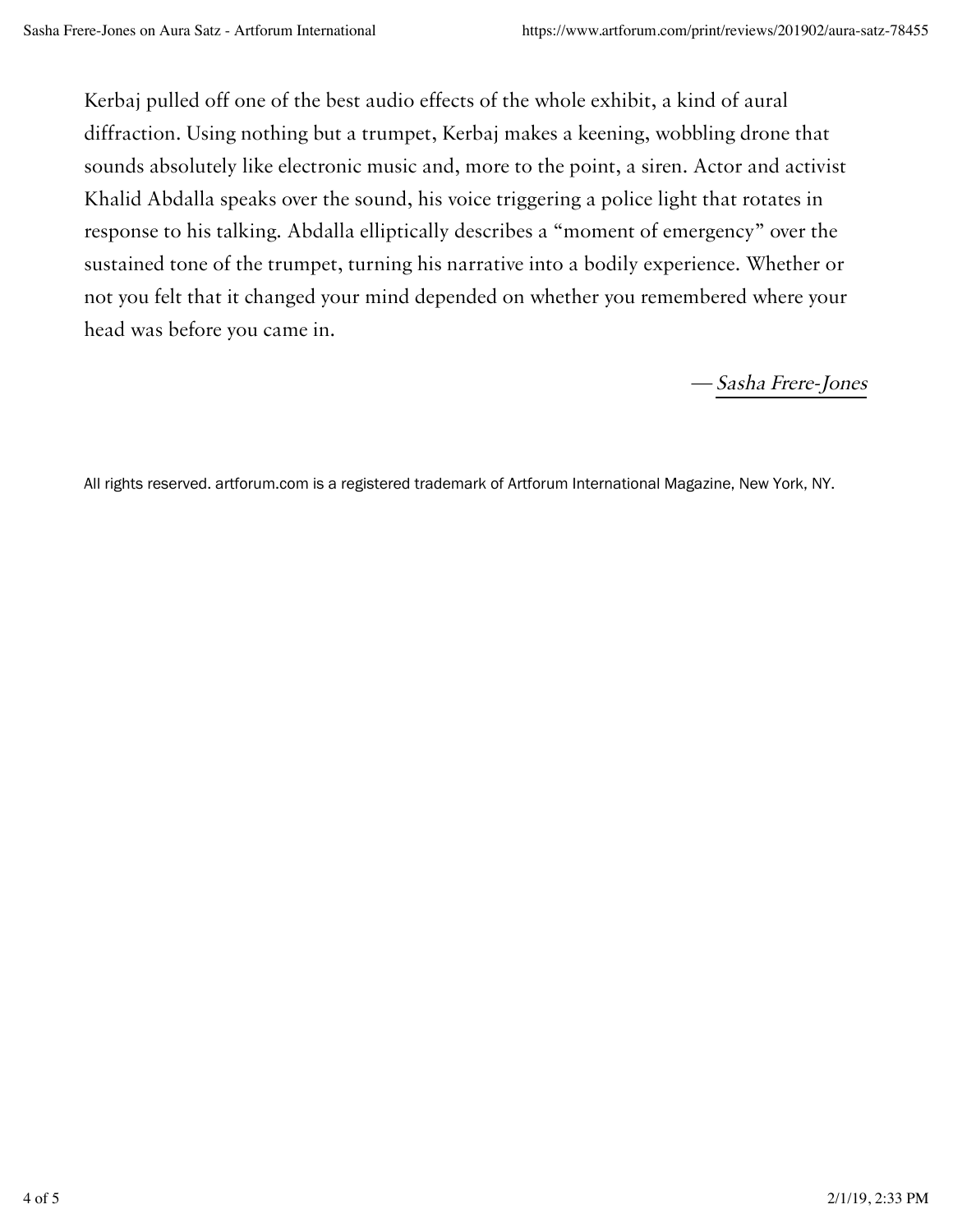Kerbaj pulled off one of the best audio effects of the whole exhibit, a kind of aural diffraction. Using nothing but a trumpet, Kerbaj makes a keening, wobbling drone that sounds absolutely like electronic music and, more to the point, a siren. Actor and activist Khalid Abdalla speaks over the sound, his voice triggering a police light that rotates in response to his talking. Abdalla elliptically describes a "moment of emergency" over the sustained tone of the trumpet, turning his narrative into a bodily experience. Whether or not you felt that it changed your mind depended on whether you remembered where your head was before you came in.

— *Sasha Frere-Jones*

All rights reserved. artforum.com is a registered trademark of Artforum International Magazine, New York, NY.